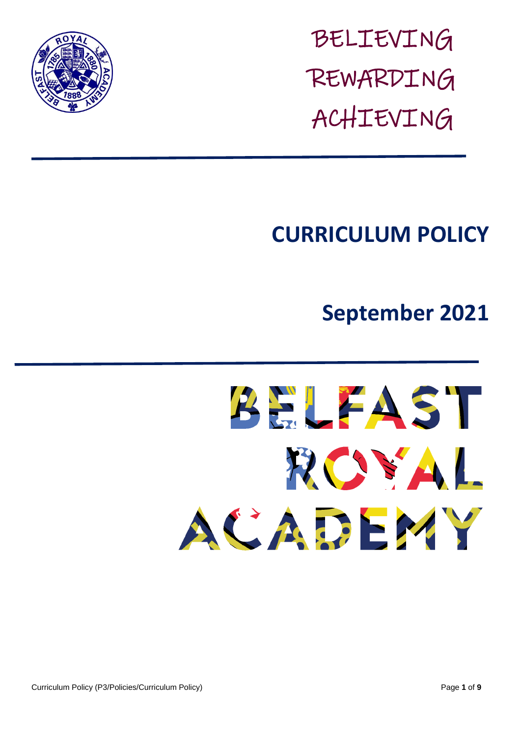BELIEVING

REWARDING

ACHIEVING

# CURRICULUM POLICY

## September 2021

BELFAST ROYAL ACADEMY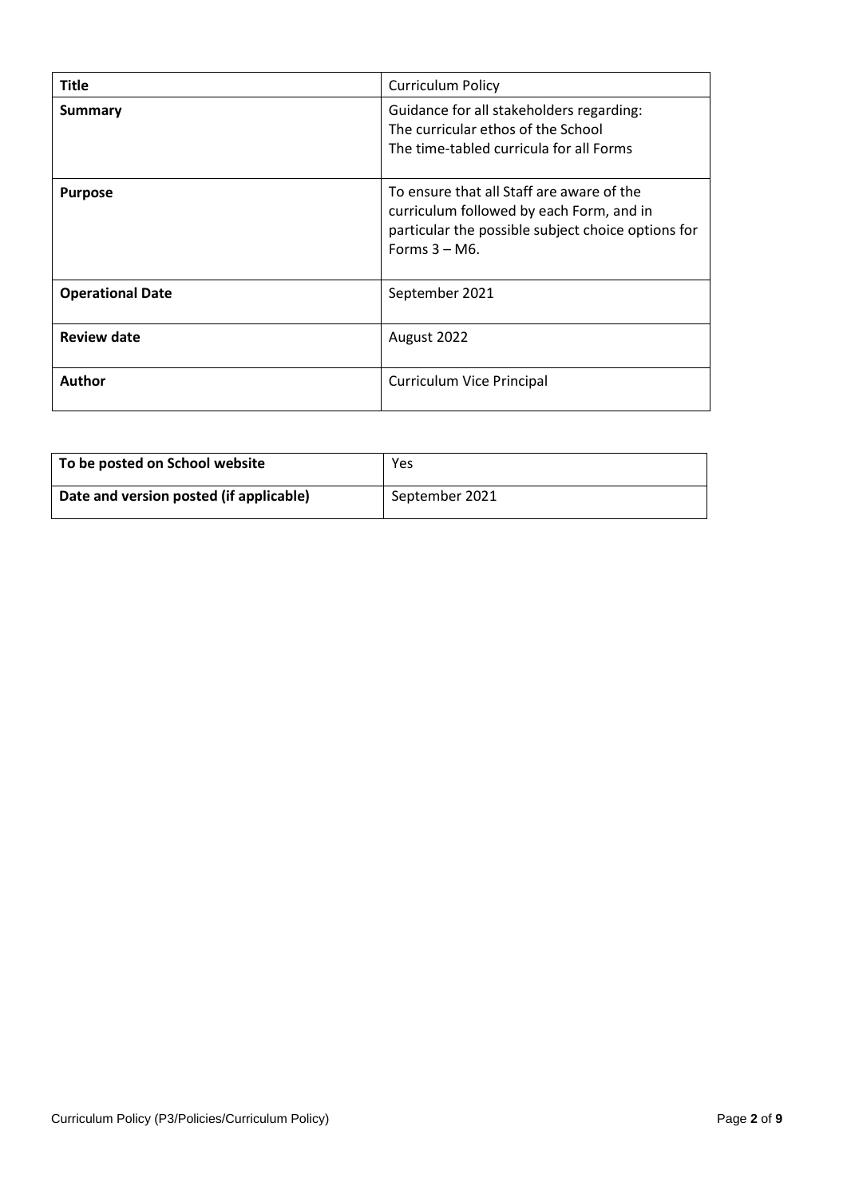| Title | Curriculum Policy |
|---|---|
| **Summary** | Guidance for all stakeholders regarding:<br>The curricular ethos of the School<br>The time-tabled curricula for all Forms |
| **Purpose** | To ensure that all Staff are aware of the curriculum followed by each Form, and in particular the possible subject choice options for Forms 3 – M6. |
| **Operational Date** | September 2021 |
| **Review date** | August 2022 |
| **Author** | Curriculum Vice Principal |

| To be posted on School website | Yes |
|---|---|
| **Date and version posted (if applicable)** | September 2021 |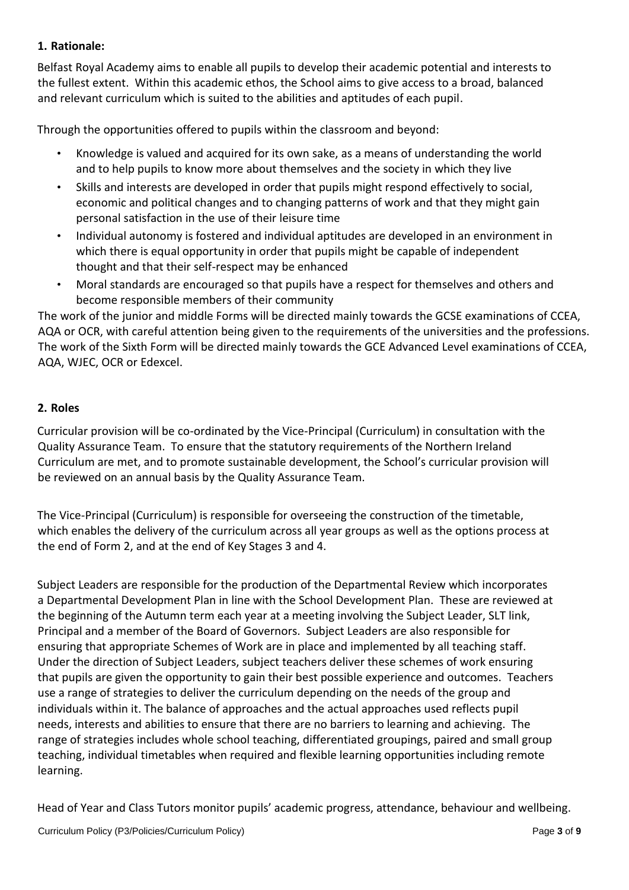## 1. Rationale:

Belfast Royal Academy aims to enable all pupils to develop their academic potential and interests to the fullest extent. Within this academic ethos, the School aims to give access to a broad, balanced and relevant curriculum which is suited to the abilities and aptitudes of each pupil.

Through the opportunities offered to pupils within the classroom and beyond:

- Knowledge is valued and acquired for its own sake, as a means of understanding the world and to help pupils to know more about themselves and the society in which they live
- Skills and interests are developed in order that pupils might respond effectively to social, economic and political changes and to changing patterns of work and that they might gain personal satisfaction in the use of their leisure time
- Individual autonomy is fostered and individual aptitudes are developed in an environment in which there is equal opportunity in order that pupils might be capable of independent thought and that their self-respect may be enhanced
- Moral standards are encouraged so that pupils have a respect for themselves and others and become responsible members of their community

The work of the junior and middle Forms will be directed mainly towards the GCSE examinations of CCEA, AQA or OCR, with careful attention being given to the requirements of the universities and the professions. The work of the Sixth Form will be directed mainly towards the GCE Advanced Level examinations of CCEA, AQA, WJEC, OCR or Edexcel.

## 2. Roles

Curricular provision will be co-ordinated by the Vice-Principal (Curriculum) in consultation with the Quality Assurance Team. To ensure that the statutory requirements of the Northern Ireland Curriculum are met, and to promote sustainable development, the School's curricular provision will be reviewed on an annual basis by the Quality Assurance Team.

The Vice-Principal (Curriculum) is responsible for overseeing the construction of the timetable, which enables the delivery of the curriculum across all year groups as well as the options process at the end of Form 2, and at the end of Key Stages 3 and 4.

Subject Leaders are responsible for the production of the Departmental Review which incorporates a Departmental Development Plan in line with the School Development Plan. These are reviewed at the beginning of the Autumn term each year at a meeting involving the Subject Leader, SLT link, Principal and a member of the Board of Governors. Subject Leaders are also responsible for ensuring that appropriate Schemes of Work are in place and implemented by all teaching staff. Under the direction of Subject Leaders, subject teachers deliver these schemes of work ensuring that pupils are given the opportunity to gain their best possible experience and outcomes. Teachers use a range of strategies to deliver the curriculum depending on the needs of the group and individuals within it. The balance of approaches and the actual approaches used reflects pupil needs, interests and abilities to ensure that there are no barriers to learning and achieving. The range of strategies includes whole school teaching, differentiated groupings, paired and small group teaching, individual timetables when required and flexible learning opportunities including remote learning.

Head of Year and Class Tutors monitor pupils' academic progress, attendance, behaviour and wellbeing.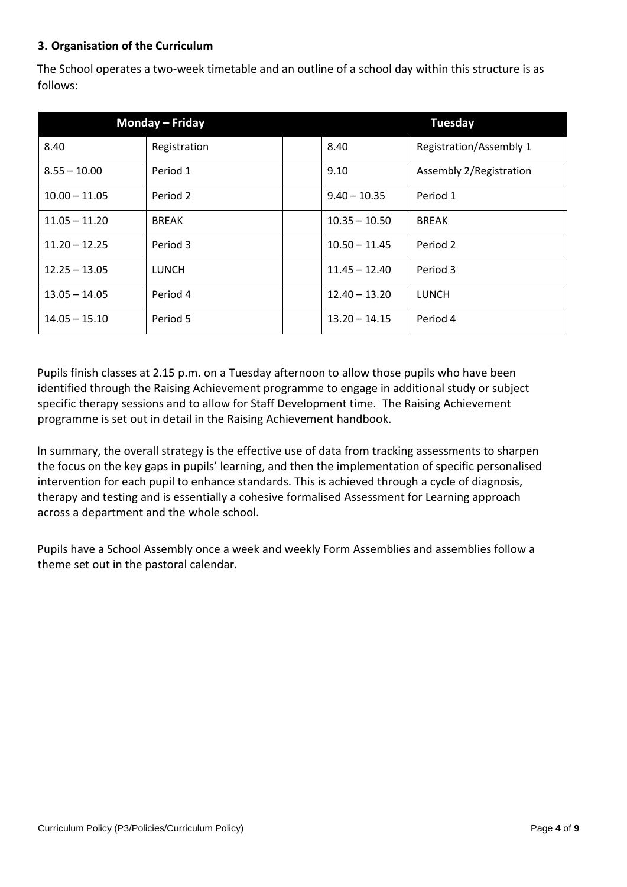### 3. Organisation of the Curriculum

The School operates a two-week timetable and an outline of a school day within this structure is as follows:

| Monday – Friday | | | Tuesday | |
|---|---|---|---|---|
| 8.40 | Registration | | 8.40 | Registration/Assembly 1 |
| 8.55 – 10.00 | Period 1 | | 9.10 | Assembly 2/Registration |
| 10.00 – 11.05 | Period 2 | | 9.40 – 10.35 | Period 1 |
| 11.05 – 11.20 | BREAK | | 10.35 – 10.50 | BREAK |
| 11.20 – 12.25 | Period 3 | | 10.50 – 11.45 | Period 2 |
| 12.25 – 13.05 | LUNCH | | 11.45 – 12.40 | Period 3 |
| 13.05 – 14.05 | Period 4 | | 12.40 – 13.20 | LUNCH |
| 14.05 – 15.10 | Period 5 | | 13.20 – 14.15 | Period 4 |

Pupils finish classes at 2.15 p.m. on a Tuesday afternoon to allow those pupils who have been identified through the Raising Achievement programme to engage in additional study or subject specific therapy sessions and to allow for Staff Development time. The Raising Achievement programme is set out in detail in the Raising Achievement handbook.

In summary, the overall strategy is the effective use of data from tracking assessments to sharpen the focus on the key gaps in pupils' learning, and then the implementation of specific personalised intervention for each pupil to enhance standards. This is achieved through a cycle of diagnosis, therapy and testing and is essentially a cohesive formalised Assessment for Learning approach across a department and the whole school.

Pupils have a School Assembly once a week and weekly Form Assemblies and assemblies follow a theme set out in the pastoral calendar.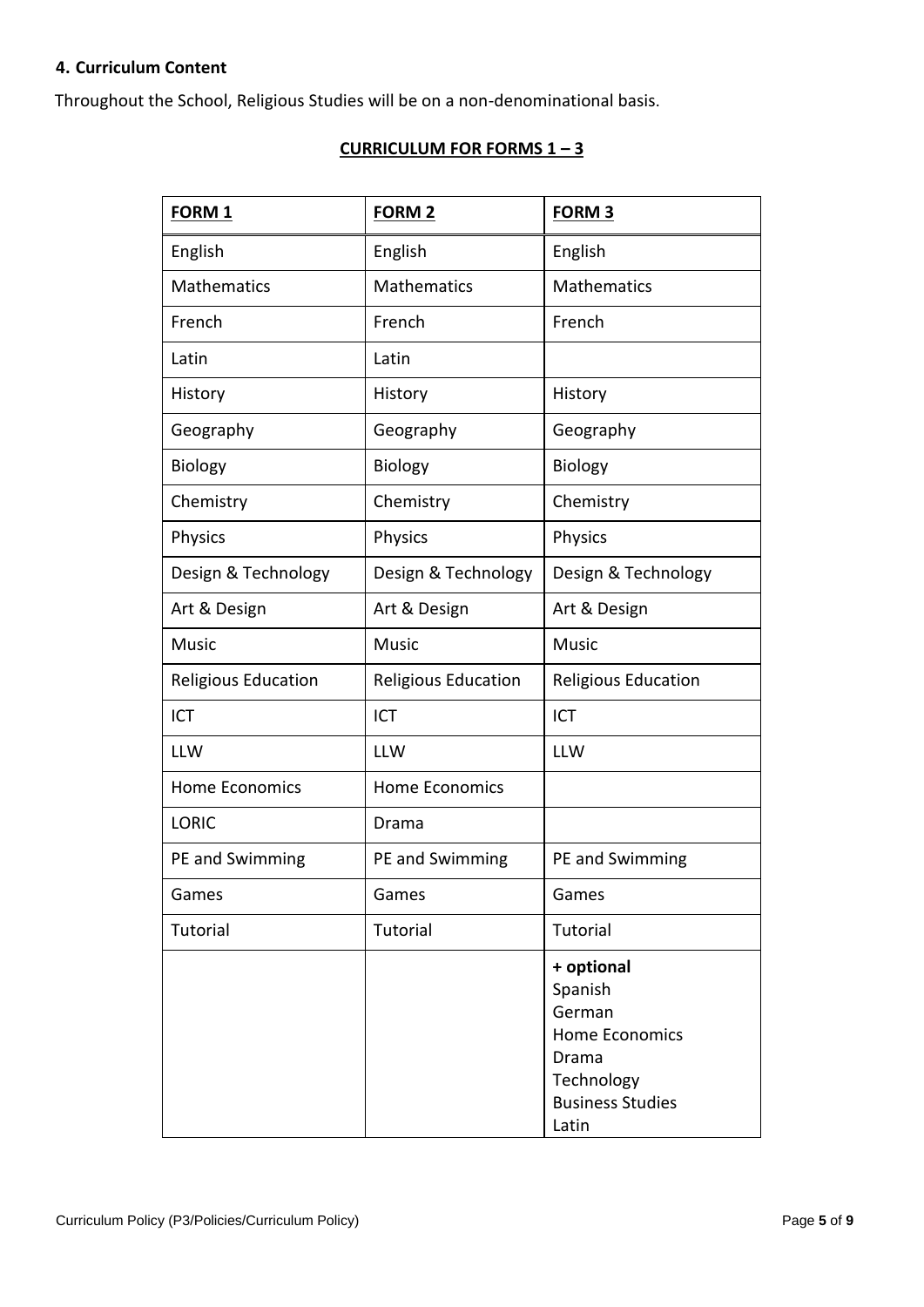### 4. Curriculum Content

Throughout the School, Religious Studies will be on a non-denominational basis.

**CURRICULUM FOR FORMS 1 – 3**

| **FORM 1** | **FORM 2** | **FORM 3** |
|---|---|---|
| English | English | English |
| Mathematics | Mathematics | Mathematics |
| French | French | French |
| Latin | Latin | |
| History | History | History |
| Geography | Geography | Geography |
| Biology | Biology | Biology |
| Chemistry | Chemistry | Chemistry |
| Physics | Physics | Physics |
| Design & Technology | Design & Technology | Design & Technology |
| Art & Design | Art & Design | Art & Design |
| Music | Music | Music |
| Religious Education | Religious Education | Religious Education |
| ICT | ICT | ICT |
| LLW | LLW | LLW |
| Home Economics | Home Economics | |
| LORIC | Drama | |
| PE and Swimming | PE and Swimming | PE and Swimming |
| Games | Games | Games |
| Tutorial | Tutorial | Tutorial |
| | | **+ optional**<br>Spanish<br>German<br>Home Economics<br>Drama<br>Technology<br>Business Studies<br>Latin |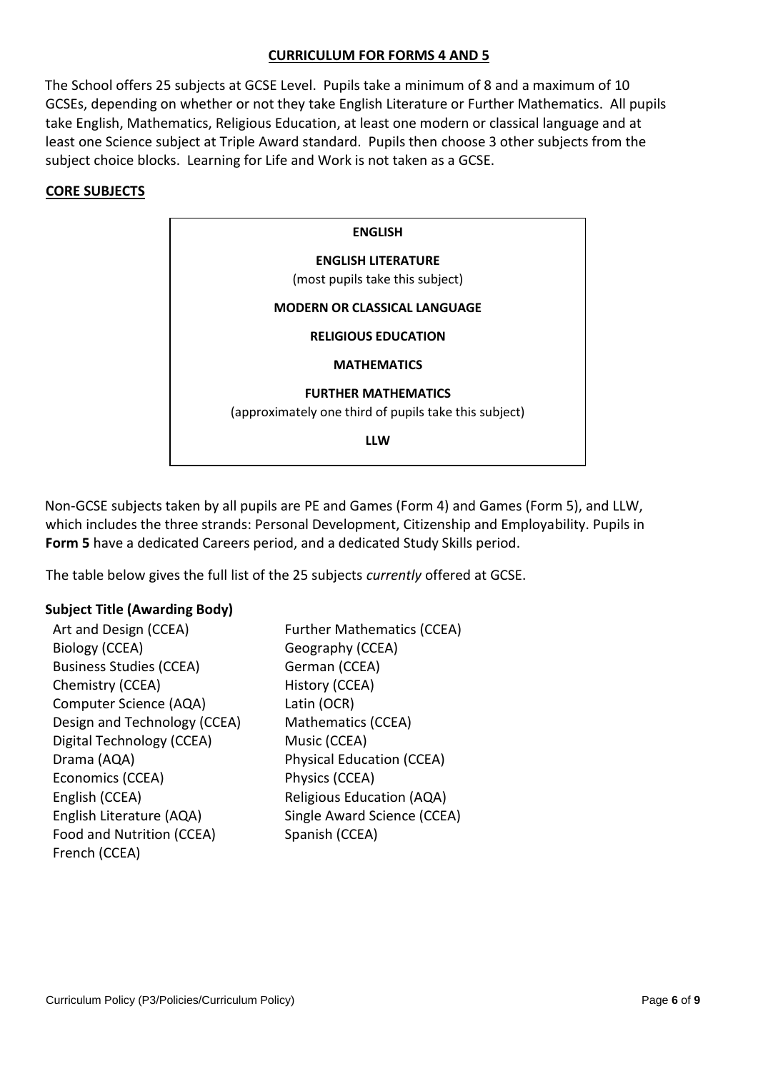## CURRICULUM FOR FORMS 4 AND 5

The School offers 25 subjects at GCSE Level. Pupils take a minimum of 8 and a maximum of 10 GCSEs, depending on whether or not they take English Literature or Further Mathematics. All pupils take English, Mathematics, Religious Education, at least one modern or classical language and at least one Science subject at Triple Award standard. Pupils then choose 3 other subjects from the subject choice blocks. Learning for Life and Work is not taken as a GCSE.

### CORE SUBJECTS

**ENGLISH**

**ENGLISH LITERATURE**
(most pupils take this subject)

**MODERN OR CLASSICAL LANGUAGE**

**RELIGIOUS EDUCATION**

**MATHEMATICS**

**FURTHER MATHEMATICS**
(approximately one third of pupils take this subject)

**LLW**

Non-GCSE subjects taken by all pupils are PE and Games (Form 4) and Games (Form 5), and LLW, which includes the three strands: Personal Development, Citizenship and Employability. Pupils in **Form 5** have a dedicated Careers period, and a dedicated Study Skills period.

The table below gives the full list of the 25 subjects *currently* offered at GCSE.

**Subject Title (Awarding Body)**

| | |
|---|---|
| Art and Design (CCEA) | Further Mathematics (CCEA) |
| Biology (CCEA) | Geography (CCEA) |
| Business Studies (CCEA) | German (CCEA) |
| Chemistry (CCEA) | History (CCEA) |
| Computer Science (AQA) | Latin (OCR) |
| Design and Technology (CCEA) | Mathematics (CCEA) |
| Digital Technology (CCEA) | Music (CCEA) |
| Drama (AQA) | Physical Education (CCEA) |
| Economics (CCEA) | Physics (CCEA) |
| English (CCEA) | Religious Education (AQA) |
| English Literature (AQA) | Single Award Science (CCEA) |
| Food and Nutrition (CCEA) | Spanish (CCEA) |
| French (CCEA) | |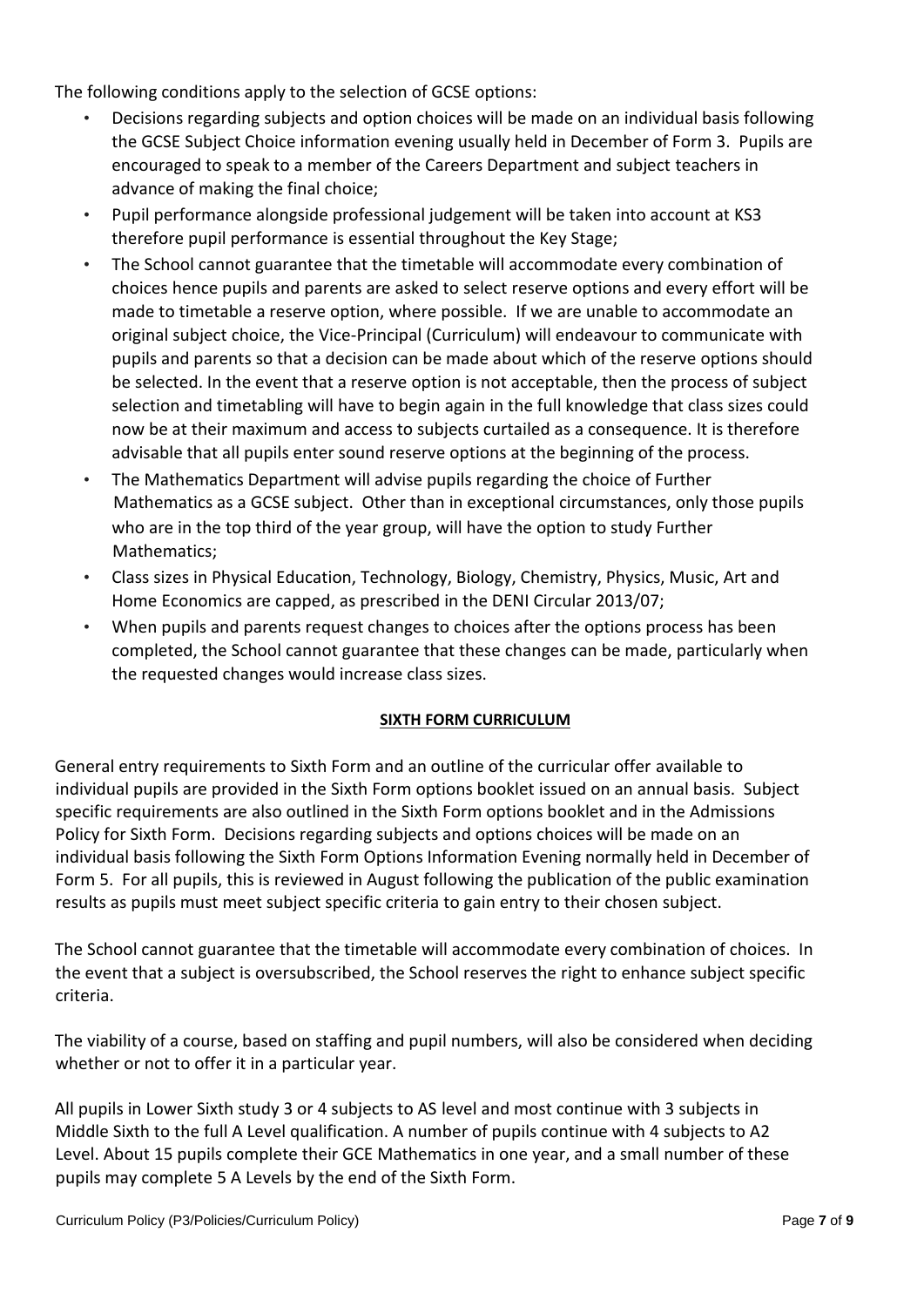The following conditions apply to the selection of GCSE options:

- Decisions regarding subjects and option choices will be made on an individual basis following the GCSE Subject Choice information evening usually held in December of Form 3. Pupils are encouraged to speak to a member of the Careers Department and subject teachers in advance of making the final choice;
- Pupil performance alongside professional judgement will be taken into account at KS3 therefore pupil performance is essential throughout the Key Stage;
- The School cannot guarantee that the timetable will accommodate every combination of choices hence pupils and parents are asked to select reserve options and every effort will be made to timetable a reserve option, where possible. If we are unable to accommodate an original subject choice, the Vice-Principal (Curriculum) will endeavour to communicate with pupils and parents so that a decision can be made about which of the reserve options should be selected. In the event that a reserve option is not acceptable, then the process of subject selection and timetabling will have to begin again in the full knowledge that class sizes could now be at their maximum and access to subjects curtailed as a consequence. It is therefore advisable that all pupils enter sound reserve options at the beginning of the process.
- The Mathematics Department will advise pupils regarding the choice of Further Mathematics as a GCSE subject. Other than in exceptional circumstances, only those pupils who are in the top third of the year group, will have the option to study Further Mathematics;
- Class sizes in Physical Education, Technology, Biology, Chemistry, Physics, Music, Art and Home Economics are capped, as prescribed in the DENI Circular 2013/07;
- When pupils and parents request changes to choices after the options process has been completed, the School cannot guarantee that these changes can be made, particularly when the requested changes would increase class sizes.

## SIXTH FORM CURRICULUM

General entry requirements to Sixth Form and an outline of the curricular offer available to individual pupils are provided in the Sixth Form options booklet issued on an annual basis. Subject specific requirements are also outlined in the Sixth Form options booklet and in the Admissions Policy for Sixth Form. Decisions regarding subjects and options choices will be made on an individual basis following the Sixth Form Options Information Evening normally held in December of Form 5. For all pupils, this is reviewed in August following the publication of the public examination results as pupils must meet subject specific criteria to gain entry to their chosen subject.

The School cannot guarantee that the timetable will accommodate every combination of choices. In the event that a subject is oversubscribed, the School reserves the right to enhance subject specific criteria.

The viability of a course, based on staffing and pupil numbers, will also be considered when deciding whether or not to offer it in a particular year.

All pupils in Lower Sixth study 3 or 4 subjects to AS level and most continue with 3 subjects in Middle Sixth to the full A Level qualification. A number of pupils continue with 4 subjects to A2 Level. About 15 pupils complete their GCE Mathematics in one year, and a small number of these pupils may complete 5 A Levels by the end of the Sixth Form.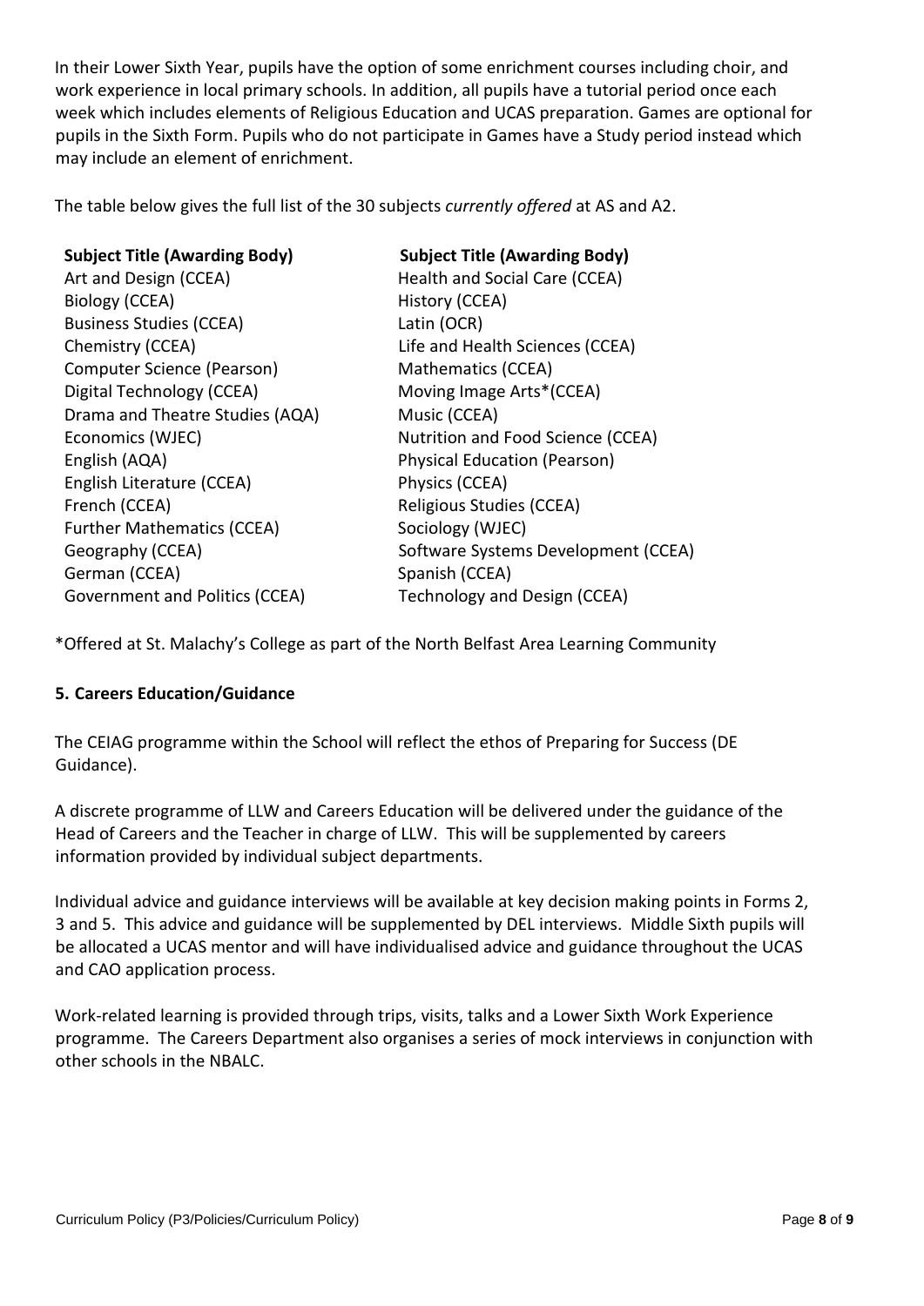In their Lower Sixth Year, pupils have the option of some enrichment courses including choir, and work experience in local primary schools. In addition, all pupils have a tutorial period once each week which includes elements of Religious Education and UCAS preparation. Games are optional for pupils in the Sixth Form. Pupils who do not participate in Games have a Study period instead which may include an element of enrichment.

The table below gives the full list of the 30 subjects *currently offered* at AS and A2.

| Subject Title (Awarding Body) | Subject Title (Awarding Body) |
|---|---|
| Art and Design (CCEA) | Health and Social Care (CCEA) |
| Biology (CCEA) | History (CCEA) |
| Business Studies (CCEA) | Latin (OCR) |
| Chemistry (CCEA) | Life and Health Sciences (CCEA) |
| Computer Science (Pearson) | Mathematics (CCEA) |
| Digital Technology (CCEA) | Moving Image Arts*(CCEA) |
| Drama and Theatre Studies (AQA) | Music (CCEA) |
| Economics (WJEC) | Nutrition and Food Science (CCEA) |
| English (AQA) | Physical Education (Pearson) |
| English Literature (CCEA) | Physics (CCEA) |
| French (CCEA) | Religious Studies (CCEA) |
| Further Mathematics (CCEA) | Sociology (WJEC) |
| Geography (CCEA) | Software Systems Development (CCEA) |
| German (CCEA) | Spanish (CCEA) |
| Government and Politics (CCEA) | Technology and Design (CCEA) |

*Offered at St. Malachy's College as part of the North Belfast Area Learning Community

## 5. Careers Education/Guidance

The CEIAG programme within the School will reflect the ethos of Preparing for Success (DE Guidance).

A discrete programme of LLW and Careers Education will be delivered under the guidance of the Head of Careers and the Teacher in charge of LLW. This will be supplemented by careers information provided by individual subject departments.

Individual advice and guidance interviews will be available at key decision making points in Forms 2, 3 and 5. This advice and guidance will be supplemented by DEL interviews. Middle Sixth pupils will be allocated a UCAS mentor and will have individualised advice and guidance throughout the UCAS and CAO application process.

Work-related learning is provided through trips, visits, talks and a Lower Sixth Work Experience programme. The Careers Department also organises a series of mock interviews in conjunction with other schools in the NBALC.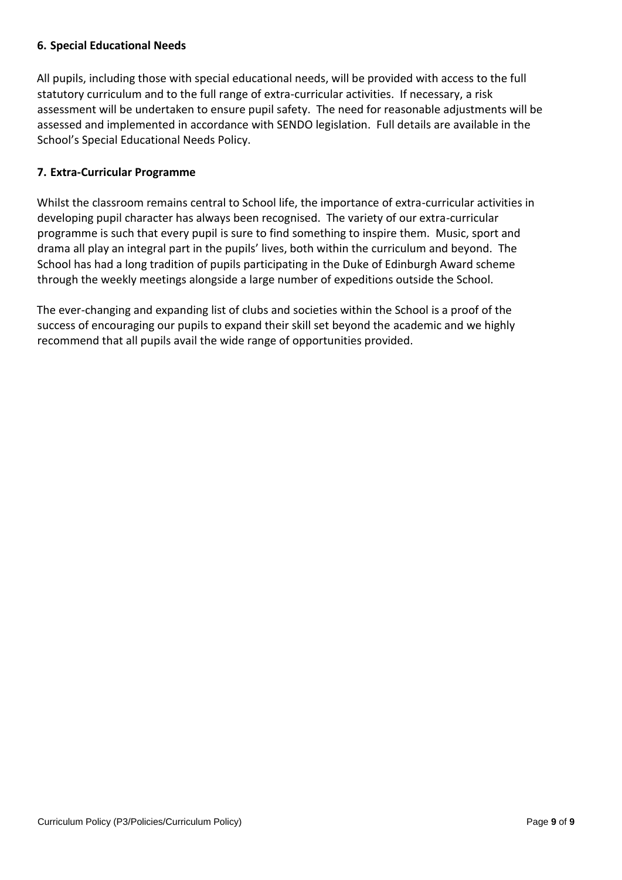**6. Special Educational Needs**

All pupils, including those with special educational needs, will be provided with access to the full statutory curriculum and to the full range of extra-curricular activities. If necessary, a risk assessment will be undertaken to ensure pupil safety. The need for reasonable adjustments will be assessed and implemented in accordance with SENDO legislation. Full details are available in the School's Special Educational Needs Policy.

**7. Extra-Curricular Programme**

Whilst the classroom remains central to School life, the importance of extra-curricular activities in developing pupil character has always been recognised. The variety of our extra-curricular programme is such that every pupil is sure to find something to inspire them. Music, sport and drama all play an integral part in the pupils' lives, both within the curriculum and beyond. The School has had a long tradition of pupils participating in the Duke of Edinburgh Award scheme through the weekly meetings alongside a large number of expeditions outside the School.

The ever-changing and expanding list of clubs and societies within the School is a proof of the success of encouraging our pupils to expand their skill set beyond the academic and we highly recommend that all pupils avail the wide range of opportunities provided.